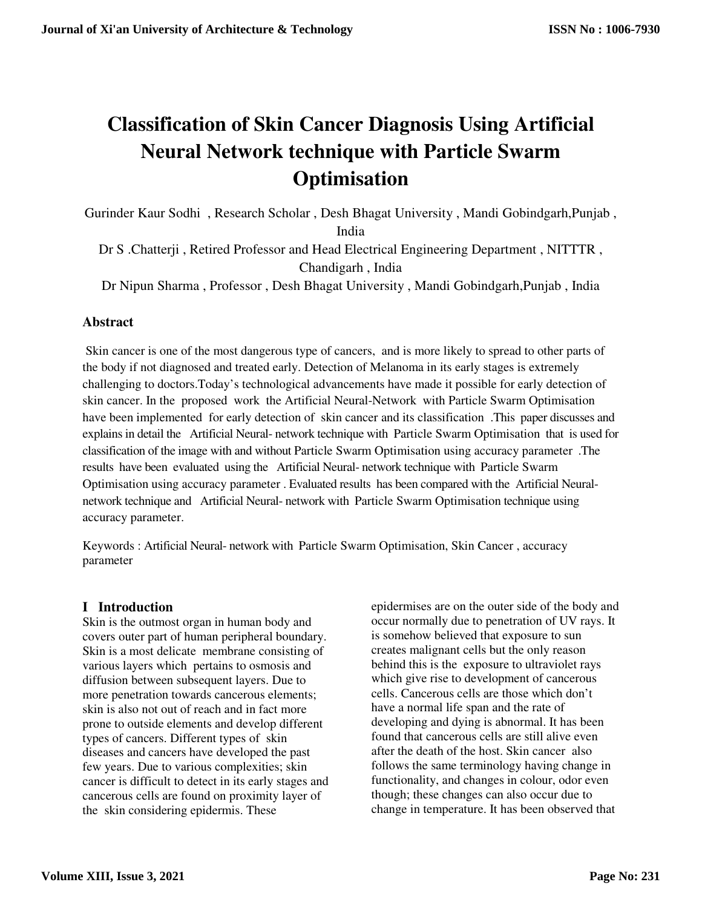// Classification of Skin Cancer Diagnosis Using Artificial Neural Network technique with Particle Swarm Optimisation

# Classification of Skin Cancer Diagnosis Using Artificial Neural Network technique with Particle Swarm Optimisation

Gurinder Kaur Sodhi , Research Scholar , Desh Bhagat University , Mandi Gobindgarh,Punjab , India

Dr S .Chatterji , Retired Professor and Head Electrical Engineering Department , NITTTR , Chandigarh , India

Dr Nipun Sharma , Professor , Desh Bhagat University , Mandi Gobindgarh,Punjab , India

## Abstract

Skin cancer is one of the most dangerous type of cancers, and is more likely to spread to other parts of the body if not diagnosed and treated early. Detection of Melanoma in its early stages is extremely challenging to doctors.Today's technological advancements have made it possible for early detection of skin cancer. In the proposed work the Artificial Neural-Network with Particle Swarm Optimisation have been implemented for early detection of skin cancer and its classification .This paper discusses and explains in detail the Artificial Neural- network technique with Particle Swarm Optimisation that is used for classification of the image with and without Particle Swarm Optimisation using accuracy parameter .The results have been evaluated using the Artificial Neural- network technique with Particle Swarm Optimisation using accuracy parameter . Evaluated results has been compared with the Artificial Neural- network technique and Artificial Neural- network with Particle Swarm Optimisation technique using accuracy parameter.

Keywords : Artificial Neural- network with Particle Swarm Optimisation, Skin Cancer , accuracy parameter

## I Introduction

Skin is the outmost organ in human body and covers outer part of human peripheral boundary. Skin is a most delicate membrane consisting of various layers which pertains to osmosis and diffusion between subsequent layers. Due to more penetration towards cancerous elements; skin is also not out of reach and in fact more prone to outside elements and develop different types of cancers. Different types of skin diseases and cancers have developed the past few years. Due to various complexities; skin cancer is difficult to detect in its early stages and cancerous cells are found on proximity layer of the skin considering epidermis. These epidermises are on the outer side of the body and occur normally due to penetration of UV rays. It is somehow believed that exposure to sun creates malignant cells but the only reason behind this is the exposure to ultraviolet rays which give rise to development of cancerous cells. Cancerous cells are those which don't have a normal life span and the rate of developing and dying is abnormal. It has been found that cancerous cells are still alive even after the death of the host. Skin cancer also follows the same terminology having change in functionality, and changes in colour, odor even though; these changes can also occur due to change in temperature. It has been observed that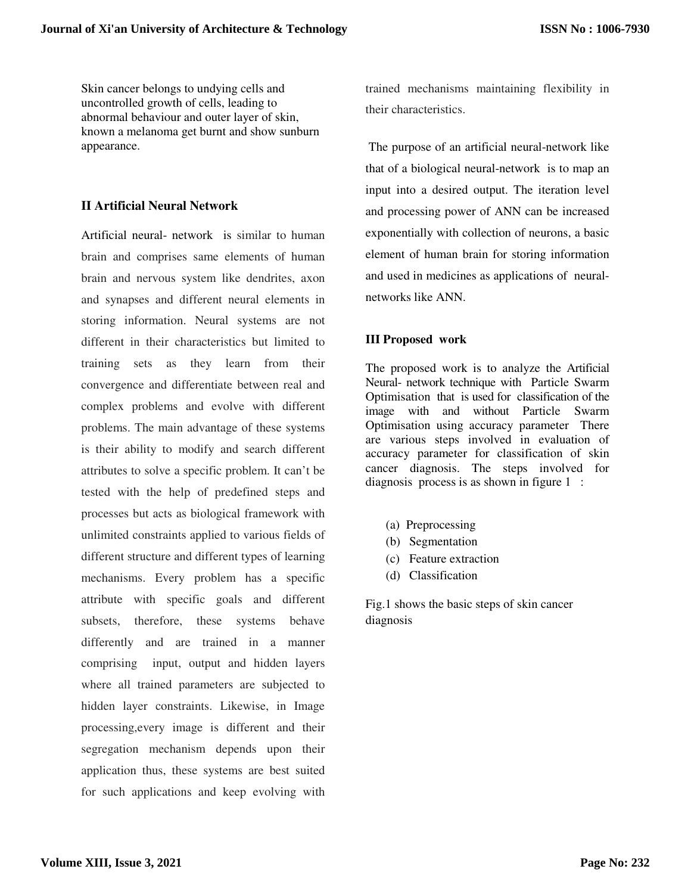Skin cancer belongs to undying cells and uncontrolled growth of cells, leading to abnormal behaviour and outer layer of skin, known a melanoma get burnt and show sunburn appearance.

## II Artificial Neural Network

Artificial neural- network is similar to human brain and comprises same elements of human brain and nervous system like dendrites, axon and synapses and different neural elements in storing information. Neural systems are not different in their characteristics but limited to training sets as they learn from their convergence and differentiate between real and complex problems and evolve with different problems. The main advantage of these systems is their ability to modify and search different attributes to solve a specific problem. It can't be tested with the help of predefined steps and processes but acts as biological framework with unlimited constraints applied to various fields of different structure and different types of learning mechanisms. Every problem has a specific attribute with specific goals and different subsets, therefore, these systems behave differently and are trained in a manner comprising input, output and hidden layers where all trained parameters are subjected to hidden layer constraints. Likewise, in Image processing,every image is different and their segregation mechanism depends upon their application thus, these systems are best suited for such applications and keep evolving with trained mechanisms maintaining flexibility in their characteristics.

The purpose of an artificial neural-network like that of a biological neural-network is to map an input into a desired output. The iteration level and processing power of ANN can be increased exponentially with collection of neurons, a basic element of human brain for storing information and used in medicines as applications of neural-networks like ANN.

## III Proposed work

The proposed work is to analyze the Artificial Neural- network technique with Particle Swarm Optimisation that is used for classification of the image with and without Particle Swarm Optimisation using accuracy parameter There are various steps involved in evaluation of accuracy parameter for classification of skin cancer diagnosis. The steps involved for diagnosis process is as shown in figure 1 :

(a) Preprocessing
(b) Segmentation
(c) Feature extraction
(d) Classification

Fig.1 shows the basic steps of skin cancer diagnosis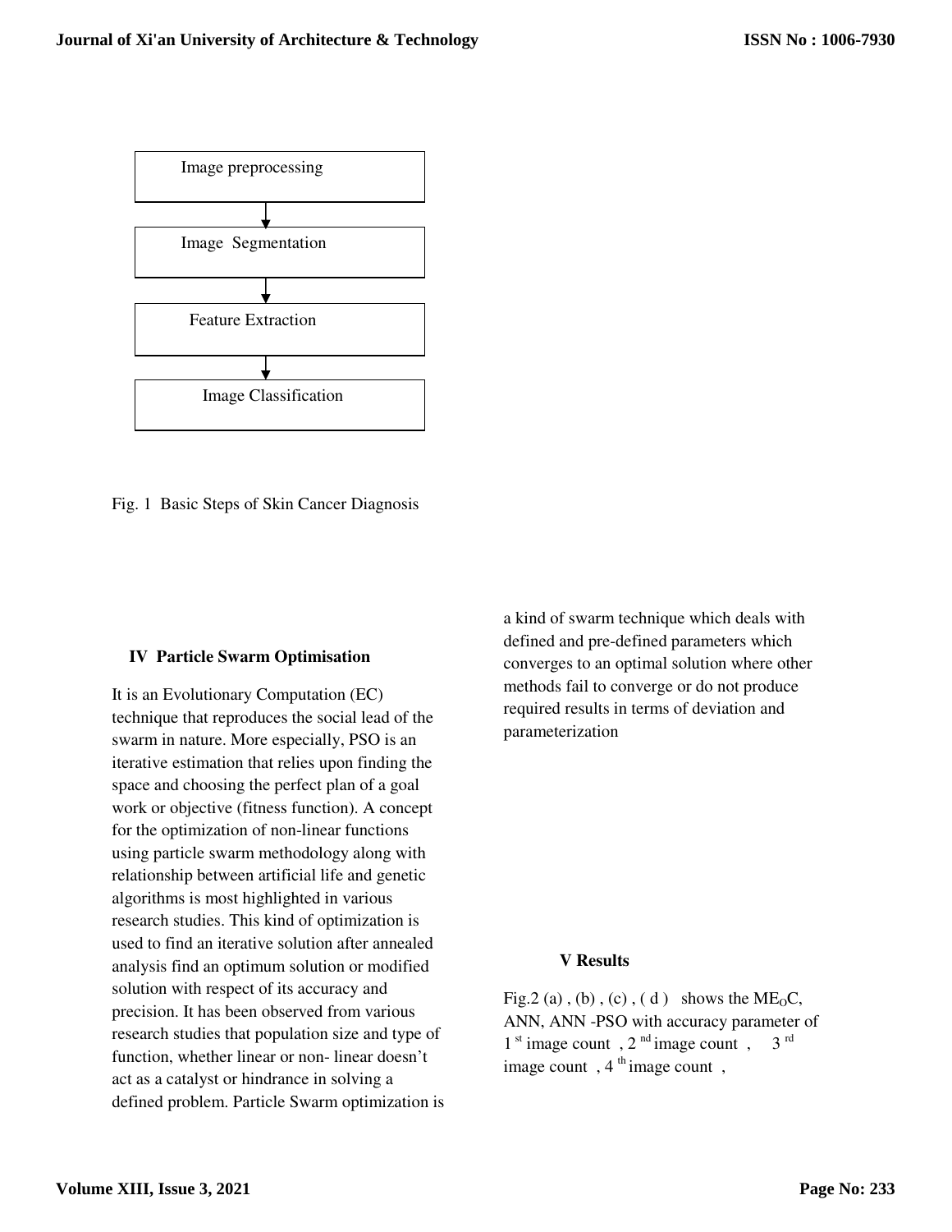Image preprocessing

↓

Image Segmentation

↓

Feature Extraction

↓

Image Classification

Fig. 1 Basic Steps of Skin Cancer Diagnosis

## IV Particle Swarm Optimisation

It is an Evolutionary Computation (EC) technique that reproduces the social lead of the swarm in nature. More especially, PSO is an iterative estimation that relies upon finding the space and choosing the perfect plan of a goal work or objective (fitness function). A concept for the optimization of non-linear functions using particle swarm methodology along with relationship between artificial life and genetic algorithms is most highlighted in various research studies. This kind of optimization is used to find an iterative solution after annealed analysis find an optimum solution or modified solution with respect of its accuracy and precision. It has been observed from various research studies that population size and type of function, whether linear or non- linear doesn't act as a catalyst or hindrance in solving a defined problem. Particle Swarm optimization is a kind of swarm technique which deals with defined and pre-defined parameters which converges to an optimal solution where other methods fail to converge or do not produce required results in terms of deviation and parameterization

## V Results

Fig.2 (a) , (b) , (c) , ( d ) shows the $ME_OC$, ANN, ANN -PSO with accuracy parameter of 1 st image count , 2 nd image count , 3 rd image count , 4 th image count ,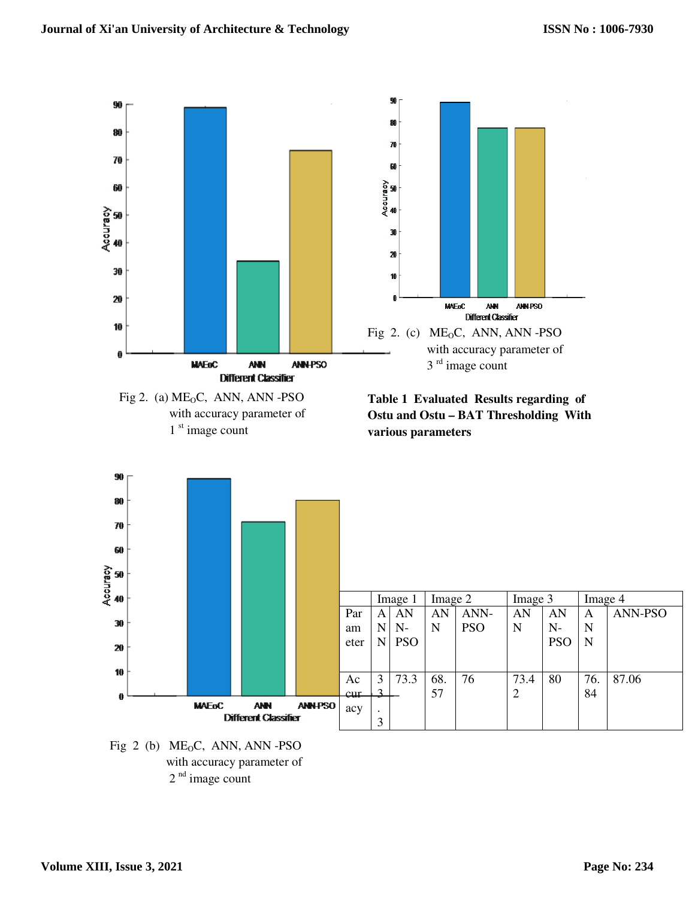Fig 2. (a) $ME_OC$, ANN, ANN -PSO with accuracy parameter of 1 [st] image count

Fig 2. (c) $ME_OC$, ANN, ANN -PSO with accuracy parameter of 3 [rd] image count

**Table 1 Evaluated Results regarding of Ostu and Ostu – BAT Thresholding With various parameters**

| | Image 1 | | Image 2 | | Image 3 | | Image 4 | |
|---|---|---|---|---|---|---|---|---|
| Parameter | ANN | ANN-PSO | ANN | ANN-PSO | ANN | ANN-PSO | ANN | ANN-PSO |
| Accuracy | 33.3 | 73.3 | 68.57 | 76 | 73.42 | 80 | 76.84 | 87.06 |

Fig 2 (b) $ME_OC$, ANN, ANN -PSO with accuracy parameter of 2 [nd] image count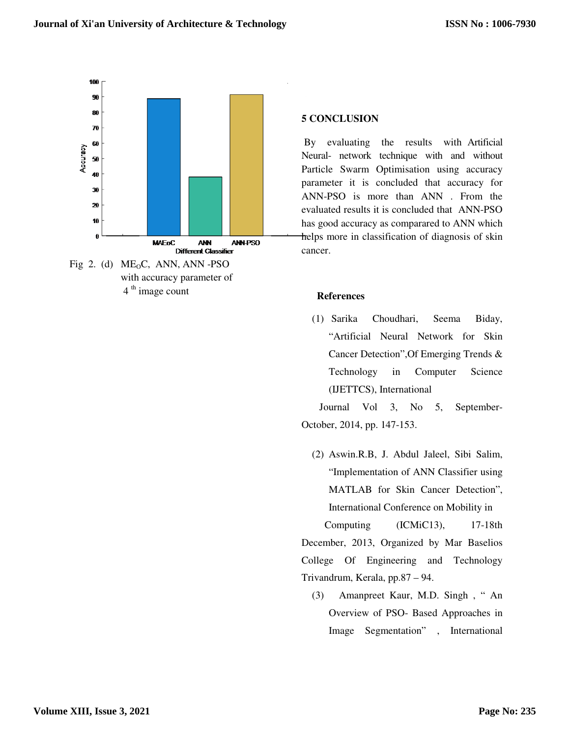Fig 2. (d) $ME_OC$, ANN, ANN -PSO with accuracy parameter of 4 th image count

## 5 CONCLUSION

By evaluating the results with Artificial Neural- network technique with and without Particle Swarm Optimisation using accuracy parameter it is concluded that accuracy for ANN-PSO is more than ANN . From the evaluated results it is concluded that ANN-PSO has good accuracy as comparared to ANN which helps more in classification of diagnosis of skin cancer.

## References

(1) Sarika Choudhari, Seema Biday, "Artificial Neural Network for Skin Cancer Detection",Of Emerging Trends & Technology in Computer Science (IJETTCS), International Journal Vol 3, No 5, September-October, 2014, pp. 147-153.

(2) Aswin.R.B, J. Abdul Jaleel, Sibi Salim, "Implementation of ANN Classifier using MATLAB for Skin Cancer Detection", International Conference on Mobility in Computing (ICMiC13), 17-18th December, 2013, Organized by Mar Baselios College Of Engineering and Technology Trivandrum, Kerala, pp.87 – 94.

(3) Amanpreet Kaur, M.D. Singh , " An Overview of PSO- Based Approaches in Image Segmentation" , International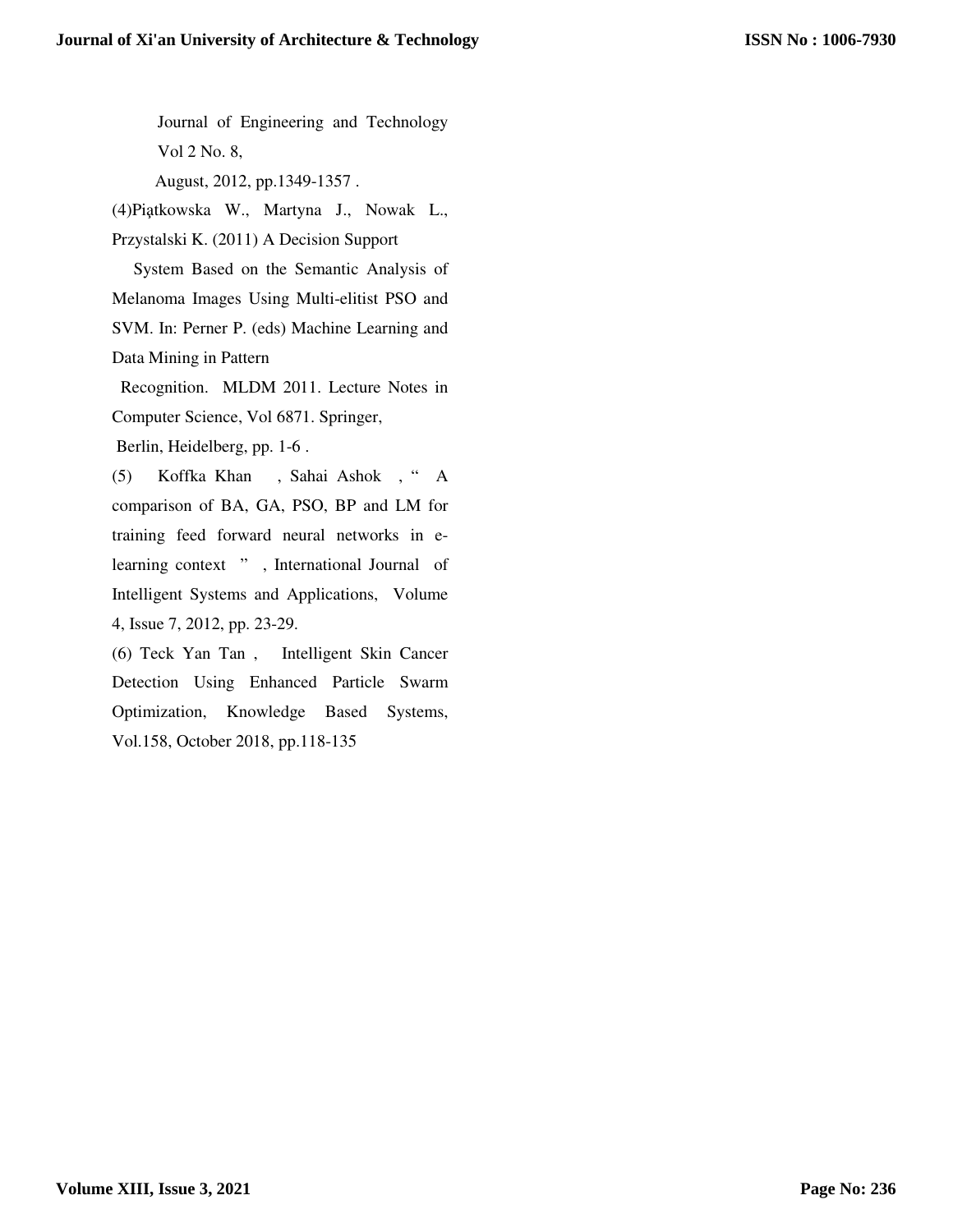Journal of Engineering and Technology Vol 2 No. 8,
August, 2012, pp.1349-1357 .

(4)Piątkowska W., Martyna J., Nowak L., Przystalski K. (2011) A Decision Support System Based on the Semantic Analysis of Melanoma Images Using Multi-elitist PSO and SVM. In: Perner P. (eds) Machine Learning and Data Mining in Pattern Recognition. MLDM 2011. Lecture Notes in Computer Science, Vol 6871. Springer, Berlin, Heidelberg, pp. 1-6 .

(5) Koffka Khan , Sahai Ashok , " A comparison of BA, GA, PSO, BP and LM for training feed forward neural networks in e-learning context " , International Journal of Intelligent Systems and Applications, Volume 4, Issue 7, 2012, pp. 23-29.

(6) Teck Yan Tan , Intelligent Skin Cancer Detection Using Enhanced Particle Swarm Optimization, Knowledge Based Systems, Vol.158, October 2018, pp.118-135